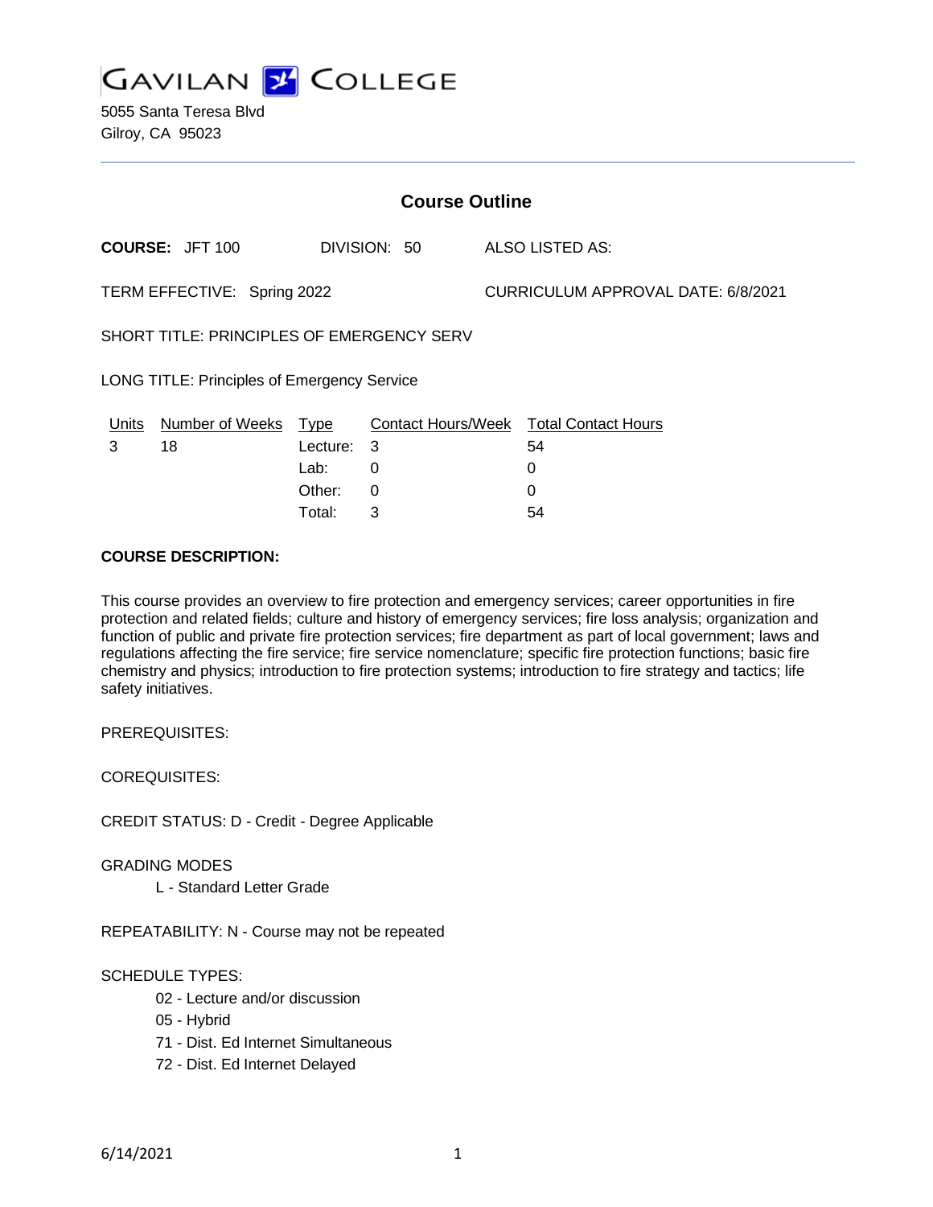# GAVILAN COLLEGE

5055 Santa Teresa Blvd
Gilroy, CA 95023

## Course Outline

**COURSE:** JFT 100 DIVISION: 50 ALSO LISTED AS:

TERM EFFECTIVE: Spring 2022 CURRICULUM APPROVAL DATE: 6/8/2021

SHORT TITLE: PRINCIPLES OF EMERGENCY SERV

LONG TITLE: Principles of Emergency Service

| Units | Number of Weeks | Type | Contact Hours/Week | Total Contact Hours |
|---|---|---|---|---|
| 3 | 18 | Lecture: | 3 | 54 |
| | | Lab: | 0 | 0 |
| | | Other: | 0 | 0 |
| | | Total: | 3 | 54 |

**COURSE DESCRIPTION:**

This course provides an overview to fire protection and emergency services; career opportunities in fire protection and related fields; culture and history of emergency services; fire loss analysis; organization and function of public and private fire protection services; fire department as part of local government; laws and regulations affecting the fire service; fire service nomenclature; specific fire protection functions; basic fire chemistry and physics; introduction to fire protection systems; introduction to fire strategy and tactics; life safety initiatives.

PREREQUISITES:

COREQUISITES:

CREDIT STATUS: D - Credit - Degree Applicable

GRADING MODES

L - Standard Letter Grade

REPEATABILITY: N - Course may not be repeated

SCHEDULE TYPES:

02 - Lecture and/or discussion
05 - Hybrid
71 - Dist. Ed Internet Simultaneous
72 - Dist. Ed Internet Delayed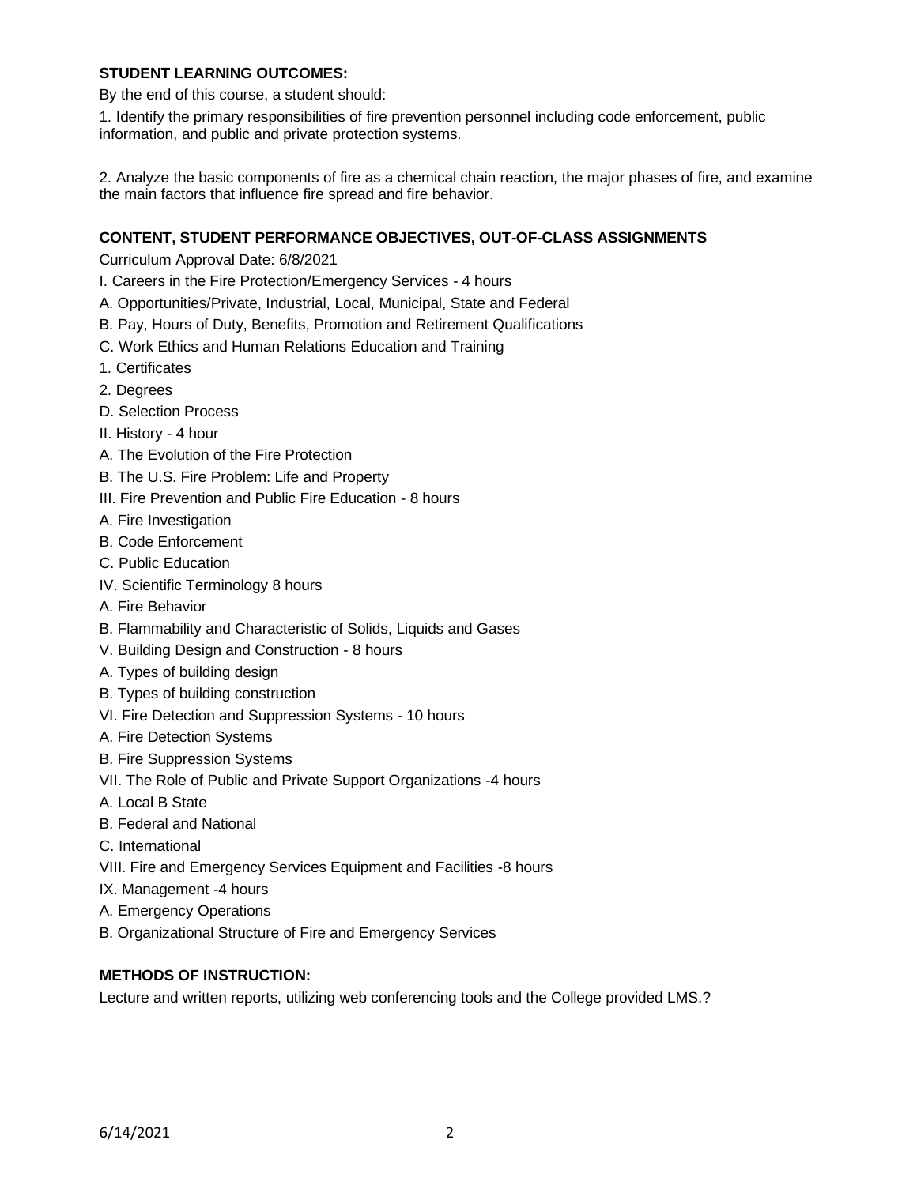**STUDENT LEARNING OUTCOMES:**

By the end of this course, a student should:

1. Identify the primary responsibilities of fire prevention personnel including code enforcement, public information, and public and private protection systems.

2. Analyze the basic components of fire as a chemical chain reaction, the major phases of fire, and examine the main factors that influence fire spread and fire behavior.

**CONTENT, STUDENT PERFORMANCE OBJECTIVES, OUT-OF-CLASS ASSIGNMENTS**

Curriculum Approval Date: 6/8/2021

I. Careers in the Fire Protection/Emergency Services - 4 hours

A. Opportunities/Private, Industrial, Local, Municipal, State and Federal

B. Pay, Hours of Duty, Benefits, Promotion and Retirement Qualifications

C. Work Ethics and Human Relations Education and Training

1. Certificates

2. Degrees

D. Selection Process

II. History - 4 hour

A. The Evolution of the Fire Protection

B. The U.S. Fire Problem: Life and Property

III. Fire Prevention and Public Fire Education - 8 hours

A. Fire Investigation

B. Code Enforcement

C. Public Education

IV. Scientific Terminology 8 hours

A. Fire Behavior

B. Flammability and Characteristic of Solids, Liquids and Gases

V. Building Design and Construction - 8 hours

A. Types of building design

B. Types of building construction

VI. Fire Detection and Suppression Systems - 10 hours

A. Fire Detection Systems

B. Fire Suppression Systems

VII. The Role of Public and Private Support Organizations -4 hours

A. Local B State

B. Federal and National

C. International

VIII. Fire and Emergency Services Equipment and Facilities -8 hours

IX. Management -4 hours

A. Emergency Operations

B. Organizational Structure of Fire and Emergency Services

**METHODS OF INSTRUCTION:**

Lecture and written reports, utilizing web conferencing tools and the College provided LMS.?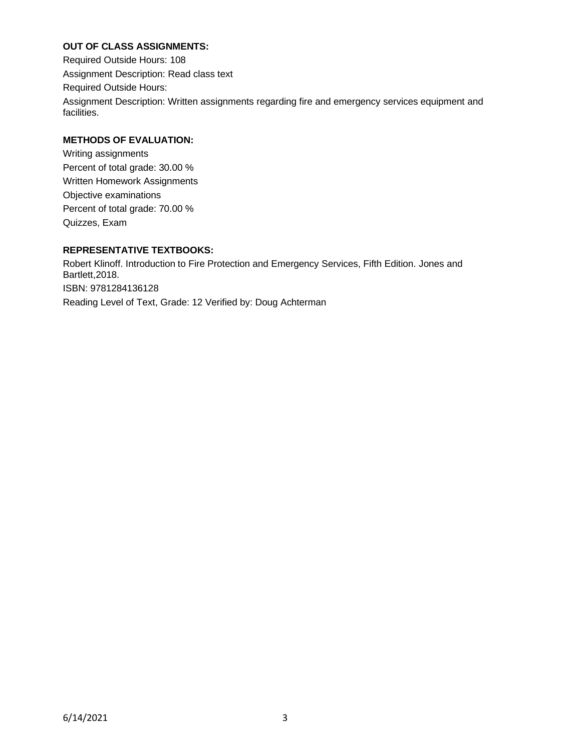**OUT OF CLASS ASSIGNMENTS:**

Required Outside Hours: 108

Assignment Description: Read class text

Required Outside Hours:

Assignment Description: Written assignments regarding fire and emergency services equipment and facilities.

**METHODS OF EVALUATION:**

Writing assignments

Percent of total grade: 30.00 %

Written Homework Assignments

Objective examinations

Percent of total grade: 70.00 %

Quizzes, Exam

**REPRESENTATIVE TEXTBOOKS:**

Robert Klinoff. Introduction to Fire Protection and Emergency Services, Fifth Edition. Jones and Bartlett,2018.

ISBN: 9781284136128

Reading Level of Text, Grade: 12 Verified by: Doug Achterman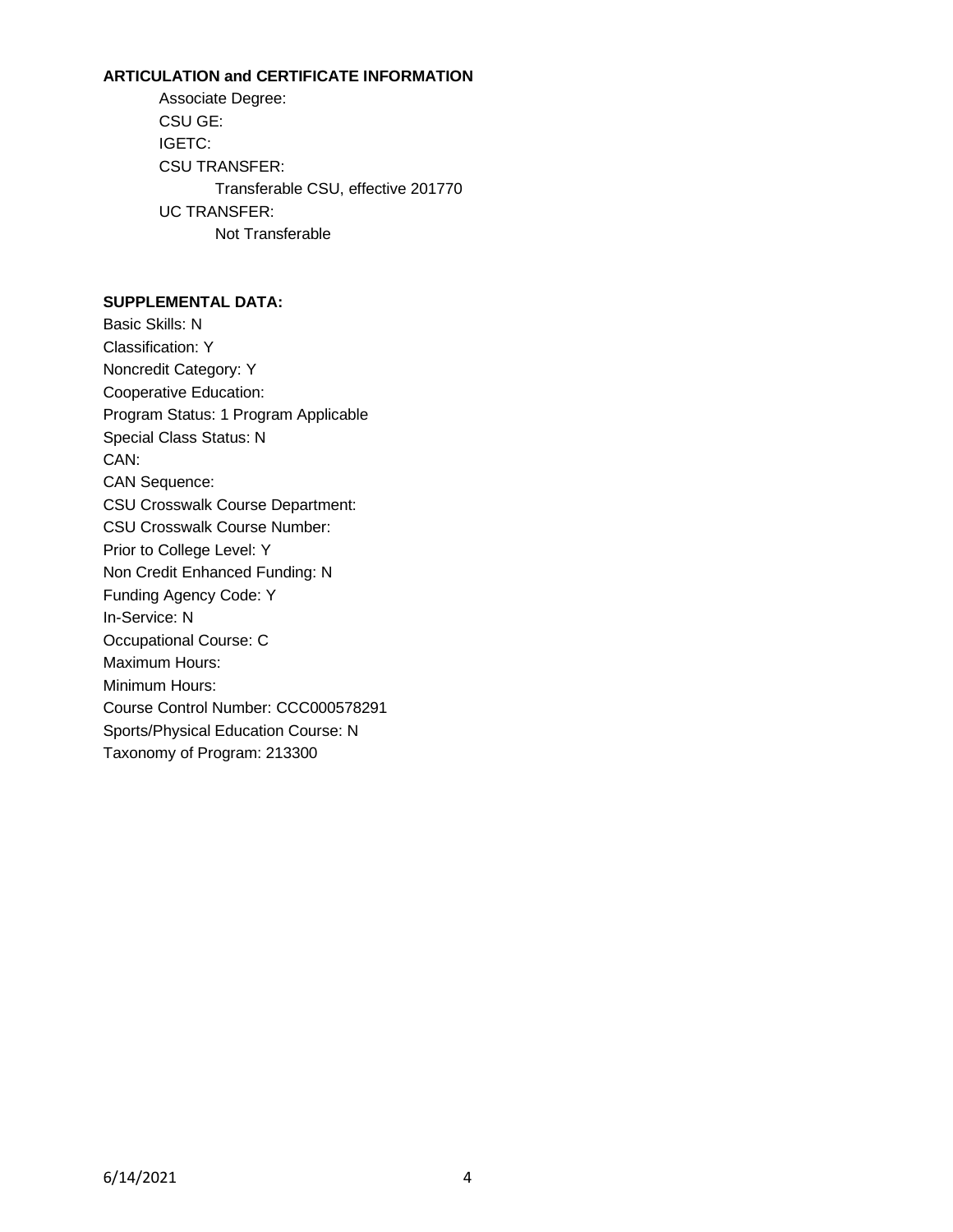**ARTICULATION and CERTIFICATE INFORMATION**

Associate Degree:

CSU GE:

IGETC:

CSU TRANSFER:

Transferable CSU, effective 201770

UC TRANSFER:

Not Transferable

**SUPPLEMENTAL DATA:**

Basic Skills: N
Classification: Y
Noncredit Category: Y
Cooperative Education:
Program Status: 1 Program Applicable
Special Class Status: N
CAN:
CAN Sequence:
CSU Crosswalk Course Department:
CSU Crosswalk Course Number:
Prior to College Level: Y
Non Credit Enhanced Funding: N
Funding Agency Code: Y
In-Service: N
Occupational Course: C
Maximum Hours:
Minimum Hours:
Course Control Number: CCC000578291
Sports/Physical Education Course: N
Taxonomy of Program: 213300